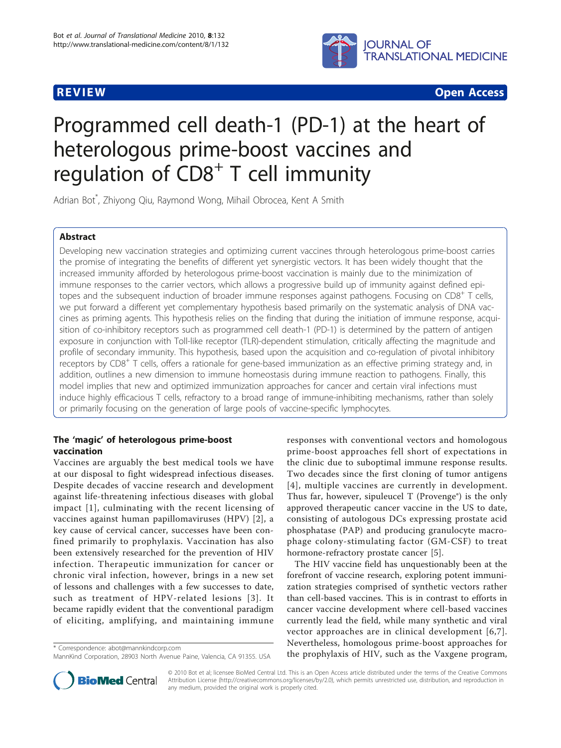REVIEW Open Access

# Programmed cell death-1 (PD-1) at the heart of heterologous prime-boost vaccines and regulation of $CD8^+$ T cell immunity

Adrian Bot*, Zhiyong Qiu, Raymond Wong, Mihail Obrocea, Kent A Smith

## Abstract

Developing new vaccination strategies and optimizing current vaccines through heterologous prime-boost carries the promise of integrating the benefits of different yet synergistic vectors. It has been widely thought that the increased immunity afforded by heterologous prime-boost vaccination is mainly due to the minimization of immune responses to the carrier vectors, which allows a progressive build up of immunity against defined epitopes and the subsequent induction of broader immune responses against pathogens. Focusing on $CD8^+$ T cells, we put forward a different yet complementary hypothesis based primarily on the systematic analysis of DNA vaccines as priming agents. This hypothesis relies on the finding that during the initiation of immune response, acquisition of co-inhibitory receptors such as programmed cell death-1 (PD-1) is determined by the pattern of antigen exposure in conjunction with Toll-like receptor (TLR)-dependent stimulation, critically affecting the magnitude and profile of secondary immunity. This hypothesis, based upon the acquisition and co-regulation of pivotal inhibitory receptors by $CD8^+$ T cells, offers a rationale for gene-based immunization as an effective priming strategy and, in addition, outlines a new dimension to immune homeostasis during immune reaction to pathogens. Finally, this model implies that new and optimized immunization approaches for cancer and certain viral infections must induce highly efficacious T cells, refractory to a broad range of immune-inhibiting mechanisms, rather than solely or primarily focusing on the generation of large pools of vaccine-specific lymphocytes.

## The 'magic' of heterologous prime-boost vaccination

Vaccines are arguably the best medical tools we have at our disposal to fight widespread infectious diseases. Despite decades of vaccine research and development against life-threatening infectious diseases with global impact [1], culminating with the recent licensing of vaccines against human papillomaviruses (HPV) [2], a key cause of cervical cancer, successes have been confined primarily to prophylaxis. Vaccination has also been extensively researched for the prevention of HIV infection. Therapeutic immunization for cancer or chronic viral infection, however, brings in a new set of lessons and challenges with a few successes to date, such as treatment of HPV-related lesions [3]. It became rapidly evident that the conventional paradigm of eliciting, amplifying, and maintaining immune responses with conventional vectors and homologous prime-boost approaches fell short of expectations in the clinic due to suboptimal immune response results. Two decades since the first cloning of tumor antigens [4], multiple vaccines are currently in development. Thus far, however, sipuleucel T (Provenge®) is the only approved therapeutic cancer vaccine in the US to date, consisting of autologous DCs expressing prostate acid phosphatase (PAP) and producing granulocyte macrophage colony-stimulating factor (GM-CSF) to treat hormone-refractory prostate cancer [5].

The HIV vaccine field has unquestionably been at the forefront of vaccine research, exploring potent immunization strategies comprised of synthetic vectors rather than cell-based vaccines. This is in contrast to efforts in cancer vaccine development where cell-based vaccines currently lead the field, while many synthetic and viral vector approaches are in clinical development [6,7]. Nevertheless, homologous prime-boost approaches for the prophylaxis of HIV, such as the Vaxgene program,

* Correspondence: abot@mannkindcorp.com
MannKind Corporation, 28903 North Avenue Paine, Valencia, CA 91355. USA

© 2010 Bot et al; licensee BioMed Central Ltd. This is an Open Access article distributed under the terms of the Creative Commons Attribution License (http://creativecommons.org/licenses/by/2.0), which permits unrestricted use, distribution, and reproduction in any medium, provided the original work is properly cited.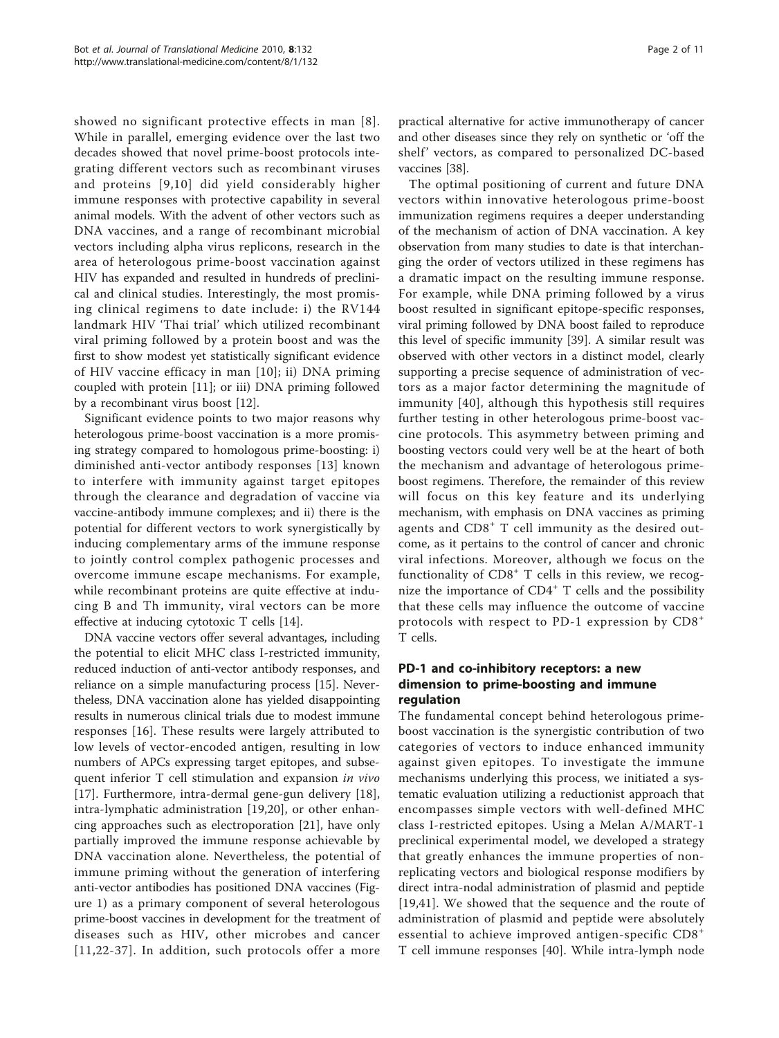showed no significant protective effects in man [8]. While in parallel, emerging evidence over the last two decades showed that novel prime-boost protocols integrating different vectors such as recombinant viruses and proteins [9,10] did yield considerably higher immune responses with protective capability in several animal models. With the advent of other vectors such as DNA vaccines, and a range of recombinant microbial vectors including alpha virus replicons, research in the area of heterologous prime-boost vaccination against HIV has expanded and resulted in hundreds of preclinical and clinical studies. Interestingly, the most promising clinical regimens to date include: i) the RV144 landmark HIV 'Thai trial' which utilized recombinant viral priming followed by a protein boost and was the first to show modest yet statistically significant evidence of HIV vaccine efficacy in man [10]; ii) DNA priming coupled with protein [11]; or iii) DNA priming followed by a recombinant virus boost [12].

Significant evidence points to two major reasons why heterologous prime-boost vaccination is a more promising strategy compared to homologous prime-boosting: i) diminished anti-vector antibody responses [13] known to interfere with immunity against target epitopes through the clearance and degradation of vaccine via vaccine-antibody immune complexes; and ii) there is the potential for different vectors to work synergistically by inducing complementary arms of the immune response to jointly control complex pathogenic processes and overcome immune escape mechanisms. For example, while recombinant proteins are quite effective at inducing B and Th immunity, viral vectors can be more effective at inducing cytotoxic T cells [14].

DNA vaccine vectors offer several advantages, including the potential to elicit MHC class I-restricted immunity, reduced induction of anti-vector antibody responses, and reliance on a simple manufacturing process [15]. Nevertheless, DNA vaccination alone has yielded disappointing results in numerous clinical trials due to modest immune responses [16]. These results were largely attributed to low levels of vector-encoded antigen, resulting in low numbers of APCs expressing target epitopes, and subsequent inferior T cell stimulation and expansion *in vivo* [17]. Furthermore, intra-dermal gene-gun delivery [18], intra-lymphatic administration [19,20], or other enhancing approaches such as electroporation [21], have only partially improved the immune response achievable by DNA vaccination alone. Nevertheless, the potential of immune priming without the generation of interfering anti-vector antibodies has positioned DNA vaccines (Figure 1) as a primary component of several heterologous prime-boost vaccines in development for the treatment of diseases such as HIV, other microbes and cancer [11,22-37]. In addition, such protocols offer a more practical alternative for active immunotherapy of cancer and other diseases since they rely on synthetic or 'off the shelf' vectors, as compared to personalized DC-based vaccines [38].

The optimal positioning of current and future DNA vectors within innovative heterologous prime-boost immunization regimens requires a deeper understanding of the mechanism of action of DNA vaccination. A key observation from many studies to date is that interchanging the order of vectors utilized in these regimens has a dramatic impact on the resulting immune response. For example, while DNA priming followed by a virus boost resulted in significant epitope-specific responses, viral priming followed by DNA boost failed to reproduce this level of specific immunity [39]. A similar result was observed with other vectors in a distinct model, clearly supporting a precise sequence of administration of vectors as a major factor determining the magnitude of immunity [40], although this hypothesis still requires further testing in other heterologous prime-boost vaccine protocols. This asymmetry between priming and boosting vectors could very well be at the heart of both the mechanism and advantage of heterologous prime-boost regimens. Therefore, the remainder of this review will focus on this key feature and its underlying mechanism, with emphasis on DNA vaccines as priming agents and $CD8^+$ T cell immunity as the desired outcome, as it pertains to the control of cancer and chronic viral infections. Moreover, although we focus on the functionality of $CD8^+$ T cells in this review, we recognize the importance of $CD4^+$ T cells and the possibility that these cells may influence the outcome of vaccine protocols with respect to PD-1 expression by $CD8^+$ T cells.

## PD-1 and co-inhibitory receptors: a new dimension to prime-boosting and immune regulation

The fundamental concept behind heterologous prime-boost vaccination is the synergistic contribution of two categories of vectors to induce enhanced immunity against given epitopes. To investigate the immune mechanisms underlying this process, we initiated a systematic evaluation utilizing a reductionist approach that encompasses simple vectors with well-defined MHC class I-restricted epitopes. Using a Melan A/MART-1 preclinical experimental model, we developed a strategy that greatly enhances the immune properties of non-replicating vectors and biological response modifiers by direct intra-nodal administration of plasmid and peptide [19,41]. We showed that the sequence and the route of administration of plasmid and peptide were absolutely essential to achieve improved antigen-specific $CD8^+$ T cell immune responses [40]. While intra-lymph node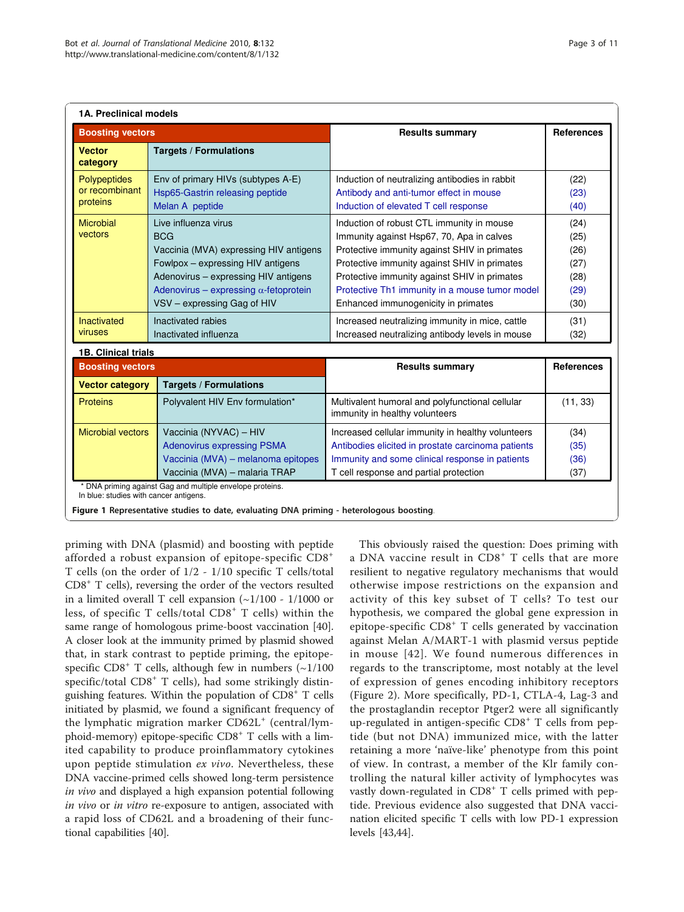**1A. Preclinical models**

| Boosting vectors | | Results summary | References |
|---|---|---|---|
| **Vector category** | **Targets / Formulations** | | |
| Polypeptides or recombinant proteins | Env of primary HIVs (subtypes A-E) | Induction of neutralizing antibodies in rabbit | (22) |
| | Hsp65-Gastrin releasing peptide | Antibody and anti-tumor effect in mouse | (23) |
| | Melan A peptide | Induction of elevated T cell response | (40) |
| Microbial vectors | Live influenza virus | Induction of robust CTL immunity in mouse | (24) |
| | BCG | Immunity against Hsp67, 70, Apa in calves | (25) |
| | Vaccinia (MVA) expressing HIV antigens | Protective immunity against SHIV in primates | (26) |
| | Fowlpox – expressing HIV antigens | Protective immunity against SHIV in primates | (27) |
| | Adenovirus – expressing HIV antigens | Protective immunity against SHIV in primates | (28) |
| | Adenovirus – expressing α-fetoprotein | Protective Th1 immunity in a mouse tumor model | (29) |
| | VSV – expressing Gag of HIV | Enhanced immunogenicity in primates | (30) |
| Inactivated viruses | Inactivated rabies | Increased neutralizing immunity in mice, cattle | (31) |
| | Inactivated influenza | Increased neutralizing antibody levels in mouse | (32) |

**1B. Clinical trials**

| Boosting vectors | | Results summary | References |
|---|---|---|---|
| **Vector category** | **Targets / Formulations** | | |
| Proteins | Polyvalent HIV Env formulation* | Multivalent humoral and polyfunctional cellular immunity in healthy volunteers | (11, 33) |
| Microbial vectors | Vaccinia (NYVAC) – HIV | Increased cellular immunity in healthy volunteers | (34) |
| | Adenovirus expressing PSMA | Antibodies elicited in prostate carcinoma patients | (35) |
| | Vaccinia (MVA) – melanoma epitopes | Immunity and some clinical response in patients | (36) |
| | Vaccinia (MVA) – malaria TRAP | T cell response and partial protection | (37) |

\* DNA priming against Gag and multiple envelope proteins.
In blue: studies with cancer antigens.

**Figure 1 Representative studies to date, evaluating DNA priming - heterologous boosting**.

priming with DNA (plasmid) and boosting with peptide afforded a robust expansion of epitope-specific CD8$^+$ T cells (on the order of 1/2 - 1/10 specific T cells/total CD8$^+$ T cells), reversing the order of the vectors resulted in a limited overall T cell expansion (~1/100 - 1/1000 or less, of specific T cells/total CD8$^+$ T cells) within the same range of homologous prime-boost vaccination [40]. A closer look at the immunity primed by plasmid showed that, in stark contrast to peptide priming, the epitope-specific CD8$^+$ T cells, although few in numbers (~1/100 specific/total CD8$^+$ T cells), had some strikingly distinguishing features. Within the population of CD8$^+$ T cells initiated by plasmid, we found a significant frequency of the lymphatic migration marker CD62L$^+$ (central/lymphoid-memory) epitope-specific CD8$^+$ T cells with a limited capability to produce proinflammatory cytokines upon peptide stimulation *ex vivo*. Nevertheless, these DNA vaccine-primed cells showed long-term persistence *in vivo* and displayed a high expansion potential following *in vivo* or *in vitro* re-exposure to antigen, associated with a rapid loss of CD62L and a broadening of their functional capabilities [40].

This obviously raised the question: Does priming with a DNA vaccine result in CD8$^+$ T cells that are more resilient to negative regulatory mechanisms that would otherwise impose restrictions on the expansion and activity of this key subset of T cells? To test our hypothesis, we compared the global gene expression in epitope-specific CD8$^+$ T cells generated by vaccination against Melan A/MART-1 with plasmid versus peptide in mouse [42]. We found numerous differences in regards to the transcriptome, most notably at the level of expression of genes encoding inhibitory receptors (Figure 2). More specifically, PD-1, CTLA-4, Lag-3 and the prostaglandin receptor Ptger2 were all significantly up-regulated in antigen-specific CD8$^+$ T cells from peptide (but not DNA) immunized mice, with the latter retaining a more 'naïve-like' phenotype from this point of view. In contrast, a member of the Klr family controlling the natural killer activity of lymphocytes was vastly down-regulated in CD8$^+$ T cells primed with peptide. Previous evidence also suggested that DNA vaccination elicited specific T cells with low PD-1 expression levels [43,44].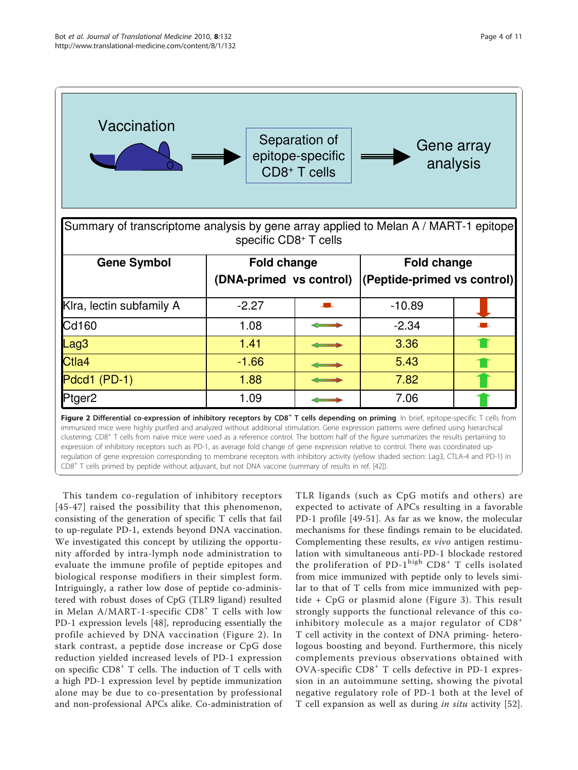Vaccination → Separation of epitope-specific CD8+ T cells → Gene array analysis

| Summary of transcriptome analysis by gene array applied to Melan A / MART-1 epitope specific CD8+ T cells | | | | |
|---|---|---|---|---|
| **Gene Symbol** | **Fold change (DNA-primed vs control)** | | **Fold change (Peptide-primed vs control)** | |
| Klra, lectin subfamily A | -2.27 | ↓ | -10.89 | ↓ |
| Cd160 | 1.08 | ↔ | -2.34 | ↓ |
| Lag3 | 1.41 | ↔ | 3.36 | ↑ |
| Ctla4 | -1.66 | ↔ | 5.43 | ↑ |
| Pdcd1 (PD-1) | 1.88 | ↔ | 7.82 | ↑ |
| Ptger2 | 1.09 | ↔ | 7.06 | ↑ |

**Figure 2 Differential co-expression of inhibitory receptors by CD8+ T cells depending on priming**. In brief, epitope-specific T cells from immunized mice were highly purified and analyzed without additional stimulation. Gene expression patterns were defined using hierarchical clustering; CD8+ T cells from naïve mice were used as a reference control. The bottom half of the figure summarizes the results pertaining to expression of inhibitory receptors such as PD-1, as average fold change of gene expression relative to control. There was coordinated up-regulation of gene expression corresponding to membrane receptors with inhibitory activity (yellow shaded section: Lag3, CTLA-4 and PD-1) in CD8+ T cells primed by peptide without adjuvant, but not DNA vaccine (summary of results in ref. [42]).

This tandem co-regulation of inhibitory receptors [45-47] raised the possibility that this phenomenon, consisting of the generation of specific T cells that fail to up-regulate PD-1, extends beyond DNA vaccination. We investigated this concept by utilizing the opportunity afforded by intra-lymph node administration to evaluate the immune profile of peptide epitopes and biological response modifiers in their simplest form. Intriguingly, a rather low dose of peptide co-administered with robust doses of CpG (TLR9 ligand) resulted in Melan A/MART-1-specific CD8+ T cells with low PD-1 expression levels [48], reproducing essentially the profile achieved by DNA vaccination (Figure 2). In stark contrast, a peptide dose increase or CpG dose reduction yielded increased levels of PD-1 expression on specific CD8+ T cells. The induction of T cells with a high PD-1 expression level by peptide immunization alone may be due to co-presentation by professional and non-professional APCs alike. Co-administration of TLR ligands (such as CpG motifs and others) are expected to activate of APCs resulting in a favorable PD-1 profile [49-51]. As far as we know, the molecular mechanisms for these findings remain to be elucidated. Complementing these results, *ex vivo* antigen restimulation with simultaneous anti-PD-1 blockade restored the proliferation of PD-1$^{high}$ CD8+ T cells isolated from mice immunized with peptide only to levels similar to that of T cells from mice immunized with peptide + CpG or plasmid alone (Figure 3). This result strongly supports the functional relevance of this co-inhibitory molecule as a major regulator of CD8+ T cell activity in the context of DNA priming- heterologous boosting and beyond. Furthermore, this nicely complements previous observations obtained with OVA-specific CD8+ T cells defective in PD-1 expression in an autoimmune setting, showing the pivotal negative regulatory role of PD-1 both at the level of T cell expansion as well as during *in situ* activity [52].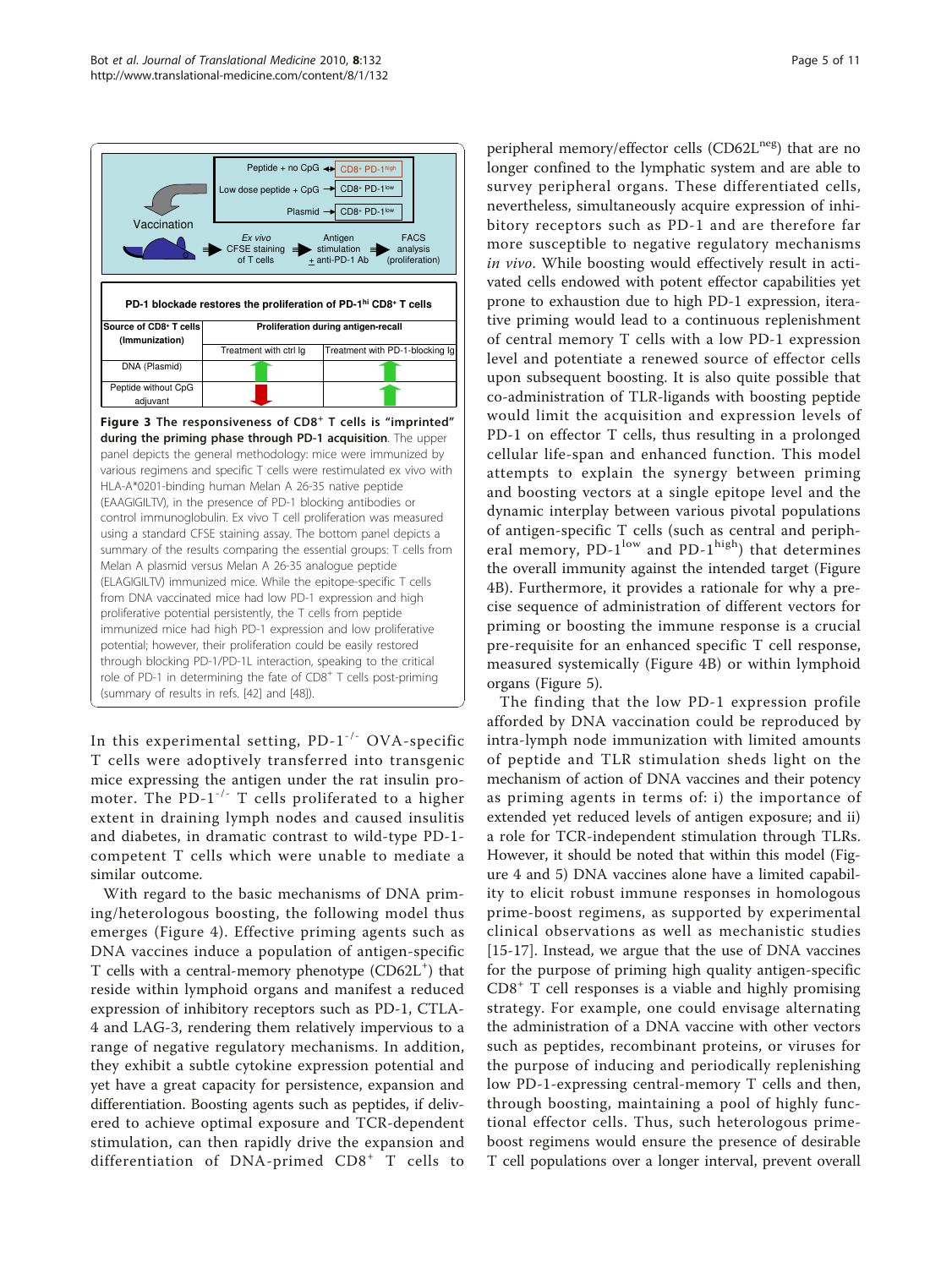**Figure 3 The responsiveness of $CD8^+$ T cells is "imprinted" during the priming phase through PD-1 acquisition**. The upper panel depicts the general methodology: mice were immunized by various regimens and specific T cells were restimulated ex vivo with HLA-A*0201-binding human Melan A 26-35 native peptide (EAAGIGILTV), in the presence of PD-1 blocking antibodies or control immunoglobulin. Ex vivo T cell proliferation was measured using a standard CFSE staining assay. The bottom panel depicts a summary of the results comparing the essential groups: T cells from Melan A plasmid versus Melan A 26-35 analogue peptide (ELAGIGILTV) immunized mice. While the epitope-specific T cells from DNA vaccinated mice had low PD-1 expression and high proliferative potential persistently, the T cells from peptide immunized mice had high PD-1 expression and low proliferative potential; however, their proliferation could be easily restored through blocking PD-1/PD-1L interaction, speaking to the critical role of PD-1 in determining the fate of $CD8^+$ T cells post-priming (summary of results in refs. [42] and [48]).

In this experimental setting, PD-$1^{-/-}$ OVA-specific T cells were adoptively transferred into transgenic mice expressing the antigen under the rat insulin promoter. The PD-$1^{-/-}$ T cells proliferated to a higher extent in draining lymph nodes and caused insulitis and diabetes, in dramatic contrast to wild-type PD-1-competent T cells which were unable to mediate a similar outcome.

With regard to the basic mechanisms of DNA priming/heterologous boosting, the following model thus emerges (Figure 4). Effective priming agents such as DNA vaccines induce a population of antigen-specific T cells with a central-memory phenotype ($CD62L^+$) that reside within lymphoid organs and manifest a reduced expression of inhibitory receptors such as PD-1, CTLA-4 and LAG-3, rendering them relatively impervious to a range of negative regulatory mechanisms. In addition, they exhibit a subtle cytokine expression potential and yet have a great capacity for persistence, expansion and differentiation. Boosting agents such as peptides, if delivered to achieve optimal exposure and TCR-dependent stimulation, can then rapidly drive the expansion and differentiation of DNA-primed $CD8^+$ T cells to peripheral memory/effector cells ($CD62L^{neg}$) that are no longer confined to the lymphatic system and are able to survey peripheral organs. These differentiated cells, nevertheless, simultaneously acquire expression of inhibitory receptors such as PD-1 and are therefore far more susceptible to negative regulatory mechanisms *in vivo*. While boosting would effectively result in activated cells endowed with potent effector capabilities yet prone to exhaustion due to high PD-1 expression, iterative priming would lead to a continuous replenishment of central memory T cells with a low PD-1 expression level and potentiate a renewed source of effector cells upon subsequent boosting. It is also quite possible that co-administration of TLR-ligands with boosting peptide would limit the acquisition and expression levels of PD-1 on effector T cells, thus resulting in a prolonged cellular life-span and enhanced function. This model attempts to explain the synergy between priming and boosting vectors at a single epitope level and the dynamic interplay between various pivotal populations of antigen-specific T cells (such as central and peripheral memory, PD-$1^{low}$ and PD-$1^{high}$) that determines the overall immunity against the intended target (Figure 4B). Furthermore, it provides a rationale for why a precise sequence of administration of different vectors for priming or boosting the immune response is a crucial pre-requisite for an enhanced specific T cell response, measured systemically (Figure 4B) or within lymphoid organs (Figure 5).

The finding that the low PD-1 expression profile afforded by DNA vaccination could be reproduced by intra-lymph node immunization with limited amounts of peptide and TLR stimulation sheds light on the mechanism of action of DNA vaccines and their potency as priming agents in terms of: i) the importance of extended yet reduced levels of antigen exposure; and ii) a role for TCR-independent stimulation through TLRs. However, it should be noted that within this model (Figure 4 and 5) DNA vaccines alone have a limited capability to elicit robust immune responses in homologous prime-boost regimens, as supported by experimental clinical observations as well as mechanistic studies [15-17]. Instead, we argue that the use of DNA vaccines for the purpose of priming high quality antigen-specific $CD8^+$ T cell responses is a viable and highly promising strategy. For example, one could envisage alternating the administration of a DNA vaccine with other vectors such as peptides, recombinant proteins, or viruses for the purpose of inducing and periodically replenishing low PD-1-expressing central-memory T cells and then, through boosting, maintaining a pool of highly functional effector cells. Thus, such heterologous prime-boost regimens would ensure the presence of desirable T cell populations over a longer interval, prevent overall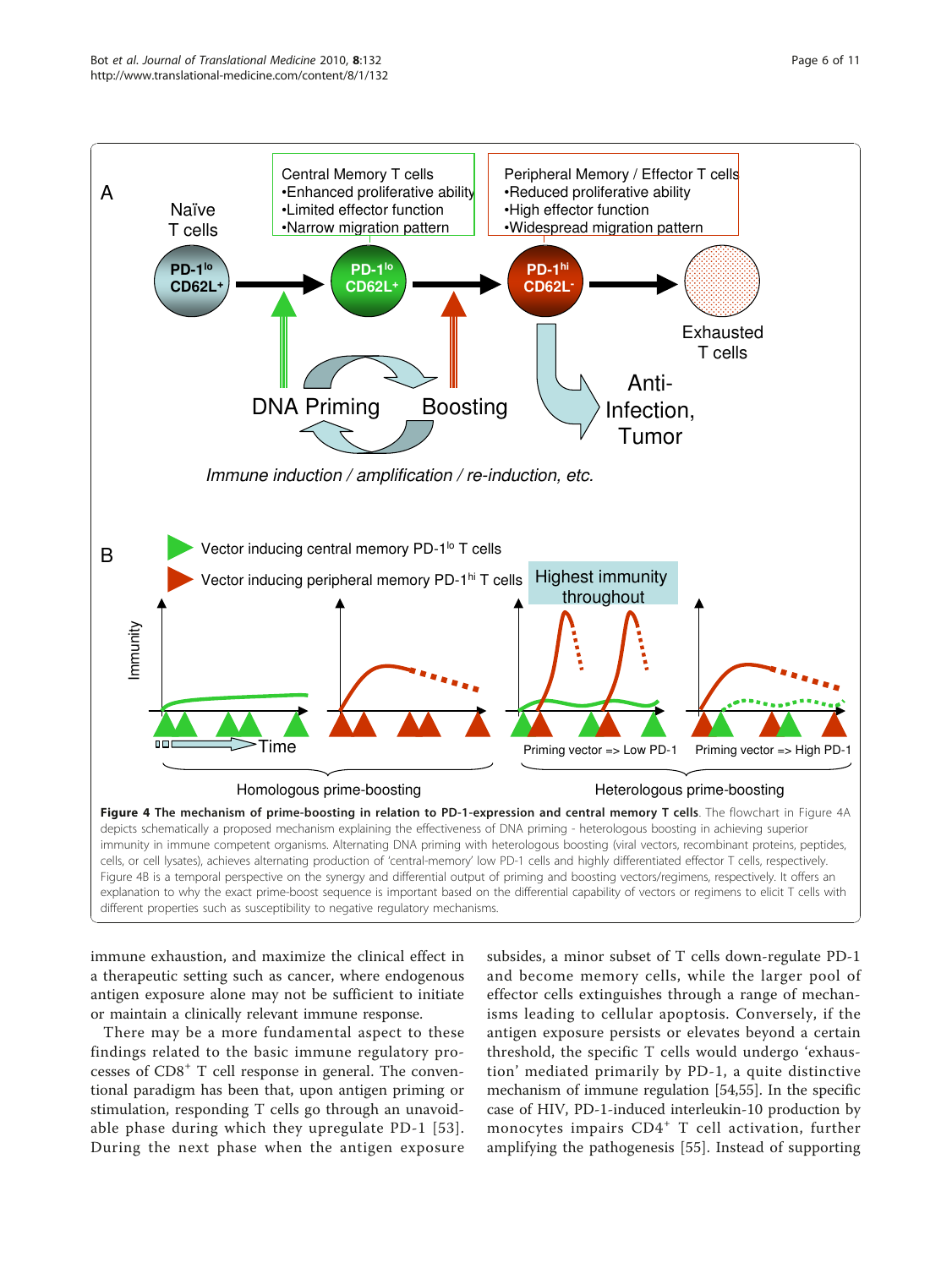**Figure 4 The mechanism of prime-boosting in relation to PD-1-expression and central memory T cells**. The flowchart in Figure 4A depicts schematically a proposed mechanism explaining the effectiveness of DNA priming - heterologous boosting in achieving superior immunity in immune competent organisms. Alternating DNA priming with heterologous boosting (viral vectors, recombinant proteins, peptides, cells, or cell lysates), achieves alternating production of 'central-memory' low PD-1 cells and highly differentiated effector T cells, respectively. Figure 4B is a temporal perspective on the synergy and differential output of priming and boosting vectors/regimens, respectively. It offers an explanation to why the exact prime-boost sequence is important based on the differential capability of vectors or regimens to elicit T cells with different properties such as susceptibility to negative regulatory mechanisms.

immune exhaustion, and maximize the clinical effect in a therapeutic setting such as cancer, where endogenous antigen exposure alone may not be sufficient to initiate or maintain a clinically relevant immune response.

There may be a more fundamental aspect to these findings related to the basic immune regulatory processes of $CD8^+$ T cell response in general. The conventional paradigm has been that, upon antigen priming or stimulation, responding T cells go through an unavoidable phase during which they upregulate PD-1 [53]. During the next phase when the antigen exposure subsides, a minor subset of T cells down-regulate PD-1 and become memory cells, while the larger pool of effector cells extinguishes through a range of mechanisms leading to cellular apoptosis. Conversely, if the antigen exposure persists or elevates beyond a certain threshold, the specific T cells would undergo 'exhaustion' mediated primarily by PD-1, a quite distinctive mechanism of immune regulation [54,55]. In the specific case of HIV, PD-1-induced interleukin-10 production by monocytes impairs $CD4^+$ T cell activation, further amplifying the pathogenesis [55]. Instead of supporting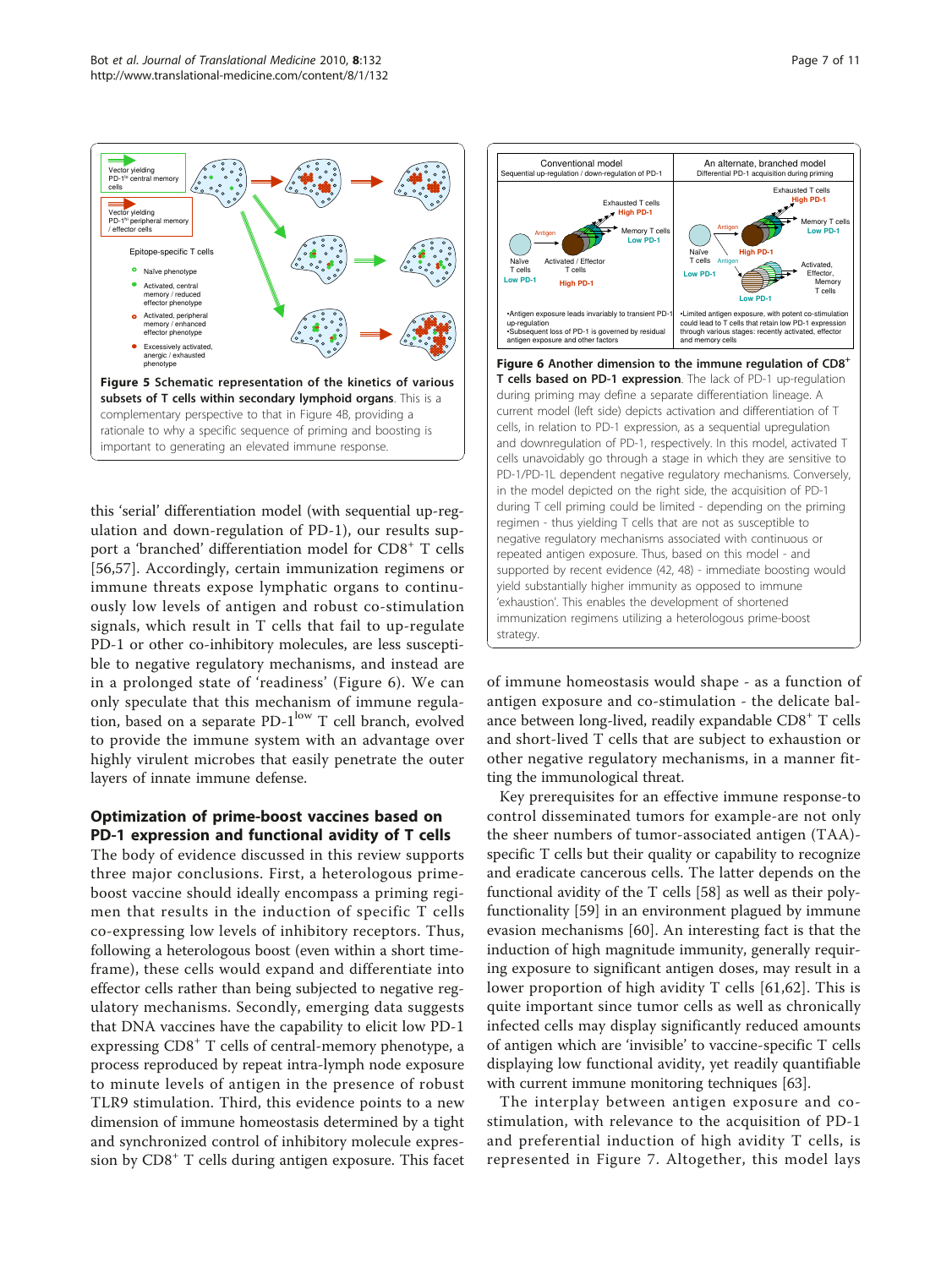**Figure 5 Schematic representation of the kinetics of various subsets of T cells within secondary lymphoid organs**. This is a complementary perspective to that in Figure 4B, providing a rationale to why a specific sequence of priming and boosting is important to generating an elevated immune response.

**Figure 6 Another dimension to the immune regulation of CD8$^+$ T cells based on PD-1 expression**. The lack of PD-1 up-regulation during priming may define a separate differentiation lineage. A current model (left side) depicts activation and differentiation of T cells, in relation to PD-1 expression, as a sequential upregulation and downregulation of PD-1, respectively. In this model, activated T cells unavoidably go through a stage in which they are sensitive to PD-1/PD-1L dependent negative regulatory mechanisms. Conversely, in the model depicted on the right side, the acquisition of PD-1 during T cell priming could be limited - depending on the priming regimen - thus yielding T cells that are not as susceptible to negative regulatory mechanisms associated with continuous or repeated antigen exposure. Thus, based on this model - and supported by recent evidence (42, 48) - immediate boosting would yield substantially higher immunity as opposed to immune 'exhaustion'. This enables the development of shortened immunization regimens utilizing a heterologous prime-boost strategy.

this 'serial' differentiation model (with sequential up-regulation and down-regulation of PD-1), our results support a 'branched' differentiation model for CD8$^+$ T cells [56,57]. Accordingly, certain immunization regimens or immune threats expose lymphatic organs to continuously low levels of antigen and robust co-stimulation signals, which result in T cells that fail to up-regulate PD-1 or other co-inhibitory molecules, are less susceptible to negative regulatory mechanisms, and instead are in a prolonged state of 'readiness' (Figure 6). We can only speculate that this mechanism of immune regulation, based on a separate PD-1$^{low}$ T cell branch, evolved to provide the immune system with an advantage over highly virulent microbes that easily penetrate the outer layers of innate immune defense.

## Optimization of prime-boost vaccines based on PD-1 expression and functional avidity of T cells

The body of evidence discussed in this review supports three major conclusions. First, a heterologous prime-boost vaccine should ideally encompass a priming regimen that results in the induction of specific T cells co-expressing low levels of inhibitory receptors. Thus, following a heterologous boost (even within a short time-frame), these cells would expand and differentiate into effector cells rather than being subjected to negative regulatory mechanisms. Secondly, emerging data suggests that DNA vaccines have the capability to elicit low PD-1 expressing CD8$^+$ T cells of central-memory phenotype, a process reproduced by repeat intra-lymph node exposure to minute levels of antigen in the presence of robust TLR9 stimulation. Third, this evidence points to a new dimension of immune homeostasis determined by a tight and synchronized control of inhibitory molecule expression by CD8$^+$ T cells during antigen exposure. This facet of immune homeostasis would shape - as a function of antigen exposure and co-stimulation - the delicate balance between long-lived, readily expandable CD8$^+$ T cells and short-lived T cells that are subject to exhaustion or other negative regulatory mechanisms, in a manner fitting the immunological threat.

Key prerequisites for an effective immune response-to control disseminated tumors for example-are not only the sheer numbers of tumor-associated antigen (TAA)-specific T cells but their quality or capability to recognize and eradicate cancerous cells. The latter depends on the functional avidity of the T cells [58] as well as their polyfunctionality [59] in an environment plagued by immune evasion mechanisms [60]. An interesting fact is that the induction of high magnitude immunity, generally requiring exposure to significant antigen doses, may result in a lower proportion of high avidity T cells [61,62]. This is quite important since tumor cells as well as chronically infected cells may display significantly reduced amounts of antigen which are 'invisible' to vaccine-specific T cells displaying low functional avidity, yet readily quantifiable with current immune monitoring techniques [63].

The interplay between antigen exposure and co-stimulation, with relevance to the acquisition of PD-1 and preferential induction of high avidity T cells, is represented in Figure 7. Altogether, this model lays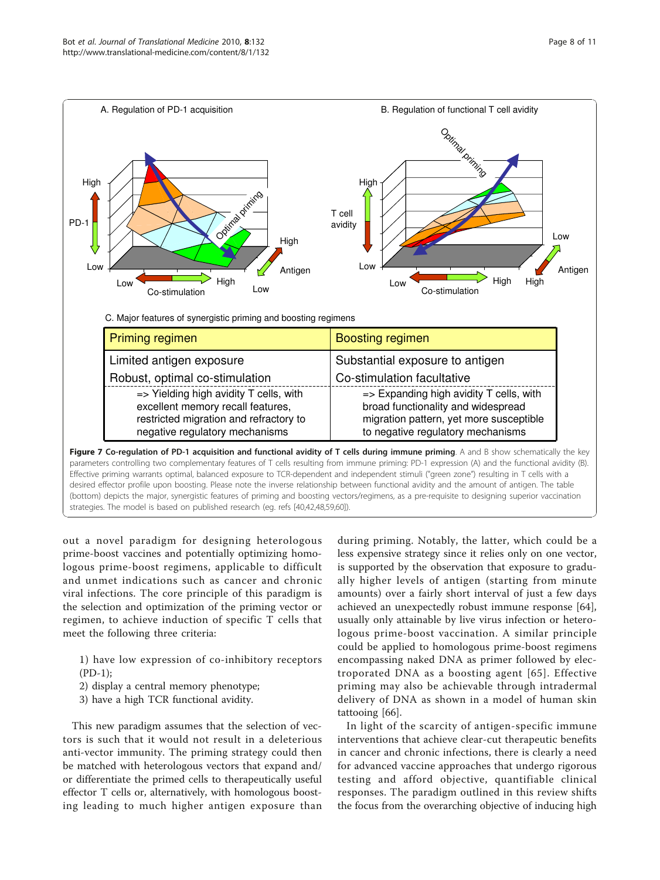C. Major features of synergistic priming and boosting regimens

| Priming regimen | Boosting regimen |
| --- | --- |
| Limited antigen exposure | Substantial exposure to antigen |
| Robust, optimal co-stimulation | Co-stimulation facultative |
| => Yielding high avidity T cells, with excellent memory recall features, restricted migration and refractory to negative regulatory mechanisms | => Expanding high avidity T cells, with broad functionality and widespread migration pattern, yet more susceptible to negative regulatory mechanisms |

**Figure 7 Co-regulation of PD-1 acquisition and functional avidity of T cells during immune priming**. A and B show schematically the key parameters controlling two complementary features of T cells resulting from immune priming: PD-1 expression (A) and the functional avidity (B). Effective priming warrants optimal, balanced exposure to TCR-dependent and independent stimuli ("green zone") resulting in T cells with a desired effector profile upon boosting. Please note the inverse relationship between functional avidity and the amount of antigen. The table (bottom) depicts the major, synergistic features of priming and boosting vectors/regimens, as a pre-requisite to designing superior vaccination strategies. The model is based on published research (eg. refs [40,42,48,59,60]).

out a novel paradigm for designing heterologous prime-boost vaccines and potentially optimizing homologous prime-boost regimens, applicable to difficult and unmet indications such as cancer and chronic viral infections. The core principle of this paradigm is the selection and optimization of the priming vector or regimen, to achieve induction of specific T cells that meet the following three criteria:

1) have low expression of co-inhibitory receptors (PD-1);
2) display a central memory phenotype;
3) have a high TCR functional avidity.

This new paradigm assumes that the selection of vectors is such that it would not result in a deleterious anti-vector immunity. The priming strategy could then be matched with heterologous vectors that expand and/or differentiate the primed cells to therapeutically useful effector T cells or, alternatively, with homologous boosting leading to much higher antigen exposure than during priming. Notably, the latter, which could be a less expensive strategy since it relies only on one vector, is supported by the observation that exposure to gradually higher levels of antigen (starting from minute amounts) over a fairly short interval of just a few days achieved an unexpectedly robust immune response [64], usually only attainable by live virus infection or heterologous prime-boost vaccination. A similar principle could be applied to homologous prime-boost regimens encompassing naked DNA as primer followed by electroporated DNA as a boosting agent [65]. Effective priming may also be achievable through intradermal delivery of DNA as shown in a model of human skin tattooing [66].

In light of the scarcity of antigen-specific immune interventions that achieve clear-cut therapeutic benefits in cancer and chronic infections, there is clearly a need for advanced vaccine approaches that undergo rigorous testing and afford objective, quantifiable clinical responses. The paradigm outlined in this review shifts the focus from the overarching objective of inducing high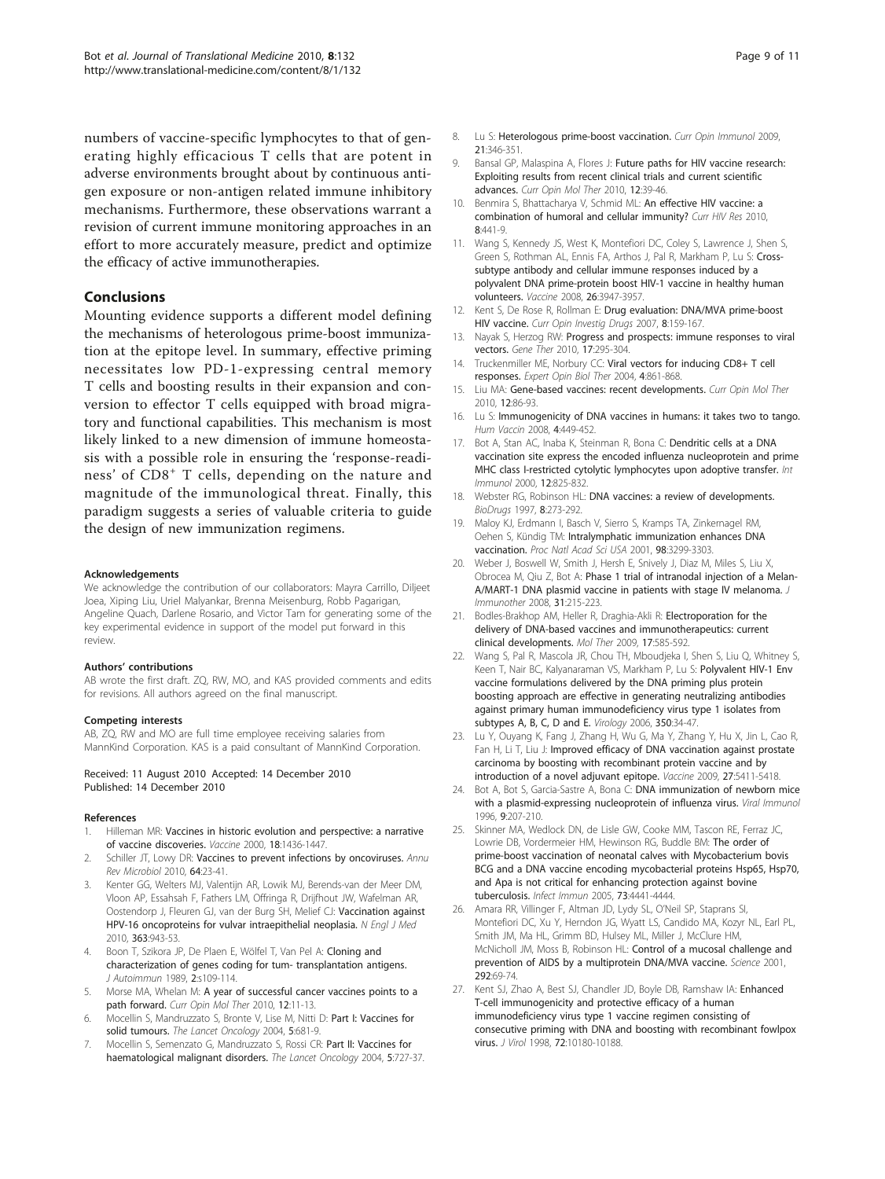numbers of vaccine-specific lymphocytes to that of generating highly efficacious T cells that are potent in adverse environments brought about by continuous antigen exposure or non-antigen related immune inhibitory mechanisms. Furthermore, these observations warrant a revision of current immune monitoring approaches in an effort to more accurately measure, predict and optimize the efficacy of active immunotherapies.

## Conclusions

Mounting evidence supports a different model defining the mechanisms of heterologous prime-boost immunization at the epitope level. In summary, effective priming necessitates low PD-1-expressing central memory T cells and boosting results in their expansion and conversion to effector T cells equipped with broad migratory and functional capabilities. This mechanism is most likely linked to a new dimension of immune homeostasis with a possible role in ensuring the 'response-readiness' of $CD8^+$ T cells, depending on the nature and magnitude of the immunological threat. Finally, this paradigm suggests a series of valuable criteria to guide the design of new immunization regimens.

#### Acknowledgements

We acknowledge the contribution of our collaborators: Mayra Carrillo, Diljeet Joea, Xiping Liu, Uriel Malyankar, Brenna Meisenburg, Robb Pagarigan, Angeline Quach, Darlene Rosario, and Victor Tam for generating some of the key experimental evidence in support of the model put forward in this review.

#### Authors' contributions

AB wrote the first draft. ZQ, RW, MO, and KAS provided comments and edits for revisions. All authors agreed on the final manuscript.

#### Competing interests

AB, ZQ, RW and MO are full time employee receiving salaries from MannKind Corporation. KAS is a paid consultant of MannKind Corporation.

Received: 11 August 2010 Accepted: 14 December 2010
Published: 14 December 2010

#### References

1. Hilleman MR: **Vaccines in historic evolution and perspective: a narrative of vaccine discoveries.** *Vaccine* 2000, **18**:1436-1447.
2. Schiller JT, Lowy DR: **Vaccines to prevent infections by oncoviruses.** *Annu Rev Microbiol* 2010, **64**:23-41.
3. Kenter GG, Welters MJ, Valentijn AR, Lowik MJ, Berends-van der Meer DM, Vloon AP, Essahsah F, Fathers LM, Offringa R, Drijfhout JW, Wafelman AR, Oostendorp J, Fleuren GJ, van der Burg SH, Melief CJ: **Vaccination against HPV-16 oncoproteins for vulvar intraepithelial neoplasia.** *N Engl J Med* 2010, **363**:943-53.
4. Boon T, Szikora JP, De Plaen E, Wölfel T, Van Pel A: **Cloning and characterization of genes coding for tum- transplantation antigens.** *J Autoimmun* 1989, **2**:s109-114.
5. Morse MA, Whelan M: **A year of successful cancer vaccines points to a path forward.** *Curr Opin Mol Ther* 2010, **12**:11-13.
6. Mocellin S, Mandruzzato S, Bronte V, Lise M, Nitti D: **Part I: Vaccines for solid tumours.** *The Lancet Oncology* 2004, **5**:681-9.
7. Mocellin S, Semenzato G, Mandruzzato S, Rossi CR: **Part II: Vaccines for haematological malignant disorders.** *The Lancet Oncology* 2004, **5**:727-37.
8. Lu S: **Heterologous prime-boost vaccination.** *Curr Opin Immunol* 2009, **21**:346-351.
9. Bansal GP, Malaspina A, Flores J: **Future paths for HIV vaccine research: Exploiting results from recent clinical trials and current scientific advances.** *Curr Opin Mol Ther* 2010, **12**:39-46.
10. Benmira S, Bhattacharya V, Schmid ML: **An effective HIV vaccine: a combination of humoral and cellular immunity?** *Curr HIV Res* 2010, **8**:441-9.
11. Wang S, Kennedy JS, West K, Montefiori DC, Coley S, Lawrence J, Shen S, Green S, Rothman AL, Ennis FA, Arthos J, Pal R, Markham P, Lu S: **Cross-subtype antibody and cellular immune responses induced by a polyvalent DNA prime-protein boost HIV-1 vaccine in healthy human volunteers.** *Vaccine* 2008, **26**:3947-3957.
12. Kent S, De Rose R, Rollman E: **Drug evaluation: DNA/MVA prime-boost HIV vaccine.** *Curr Opin Investig Drugs* 2007, **8**:159-167.
13. Nayak S, Herzog RW: **Progress and prospects: immune responses to viral vectors.** *Gene Ther* 2010, **17**:295-304.
14. Truckenmiller ME, Norbury CC: **Viral vectors for inducing CD8+ T cell responses.** *Expert Opin Biol Ther* 2004, **4**:861-868.
15. Liu MA: **Gene-based vaccines: recent developments.** *Curr Opin Mol Ther* 2010, **12**:86-93.
16. Lu S: **Immunogenicity of DNA vaccines in humans: it takes two to tango.** *Hum Vaccin* 2008, **4**:449-452.
17. Bot A, Stan AC, Inaba K, Steinman R, Bona C: **Dendritic cells at a DNA vaccination site express the encoded influenza nucleoprotein and prime MHC class I-restricted cytolytic lymphocytes upon adoptive transfer.** *Int Immunol* 2000, **12**:825-832.
18. Webster RG, Robinson HL: **DNA vaccines: a review of developments.** *BioDrugs* 1997, **8**:273-292.
19. Maloy KJ, Erdmann I, Basch V, Sierro S, Kramps TA, Zinkernagel RM, Oehen S, Kündig TM: **Intralymphatic immunization enhances DNA vaccination.** *Proc Natl Acad Sci USA* 2001, **98**:3299-3303.
20. Weber J, Boswell W, Smith J, Hersh E, Snively J, Diaz M, Miles S, Liu X, Obrocea M, Qiu Z, Bot A: **Phase 1 trial of intranodal injection of a Melan-A/MART-1 DNA plasmid vaccine in patients with stage IV melanoma.** *J Immunother* 2008, **31**:215-223.
21. Bodles-Brakhop AM, Heller R, Draghia-Akli R: **Electroporation for the delivery of DNA-based vaccines and immunotherapeutics: current clinical developments.** *Mol Ther* 2009, **17**:585-592.
22. Wang S, Pal R, Mascola JR, Chou TH, Mboudjeka I, Shen S, Liu Q, Whitney S, Keen T, Nair BC, Kalyanaraman VS, Markham P, Lu S: **Polyvalent HIV-1 Env vaccine formulations delivered by the DNA priming plus protein boosting approach are effective in generating neutralizing antibodies against primary human immunodeficiency virus type 1 isolates from subtypes A, B, C, D and E.** *Virology* 2006, **350**:34-47.
23. Lu Y, Ouyang K, Fang J, Zhang H, Wu G, Ma Y, Zhang Y, Hu X, Jin L, Cao R, Fan H, Li T, Liu J: **Improved efficacy of DNA vaccination against prostate carcinoma by boosting with recombinant protein vaccine and by introduction of a novel adjuvant epitope.** *Vaccine* 2009, **27**:5411-5418.
24. Bot A, Bot S, Garcia-Sastre A, Bona C: **DNA immunization of newborn mice with a plasmid-expressing nucleoprotein of influenza virus.** *Viral Immunol* 1996, **9**:207-210.
25. Skinner MA, Wedlock DN, de Lisle GW, Cooke MM, Tascon RE, Ferraz JC, Lowrie DB, Vordermeier HM, Hewinson RG, Buddle BM: **The order of prime-boost vaccination of neonatal calves with Mycobacterium bovis BCG and a DNA vaccine encoding mycobacterial proteins Hsp65, Hsp70, and Apa is not critical for enhancing protection against bovine tuberculosis.** *Infect Immun* 2005, **73**:4441-4444.
26. Amara RR, Villinger F, Altman JD, Lydy SL, O'Neil SP, Staprans SI, Montefiori DC, Xu Y, Herndon JG, Wyatt LS, Candido MA, Kozyr NL, Earl PL, Smith JM, Ma HL, Grimm BD, Hulsey ML, Miller J, McClure HM, McNicholl JM, Moss B, Robinson HL: **Control of a mucosal challenge and prevention of AIDS by a multiprotein DNA/MVA vaccine.** *Science* 2001, **292**:69-74.
27. Kent SJ, Zhao A, Best SJ, Chandler JD, Boyle DB, Ramshaw IA: **Enhanced T-cell immunogenicity and protective efficacy of a human immunodeficiency virus type 1 vaccine regimen consisting of consecutive priming with DNA and boosting with recombinant fowlpox virus.** *J Virol* 1998, **72**:10180-10188.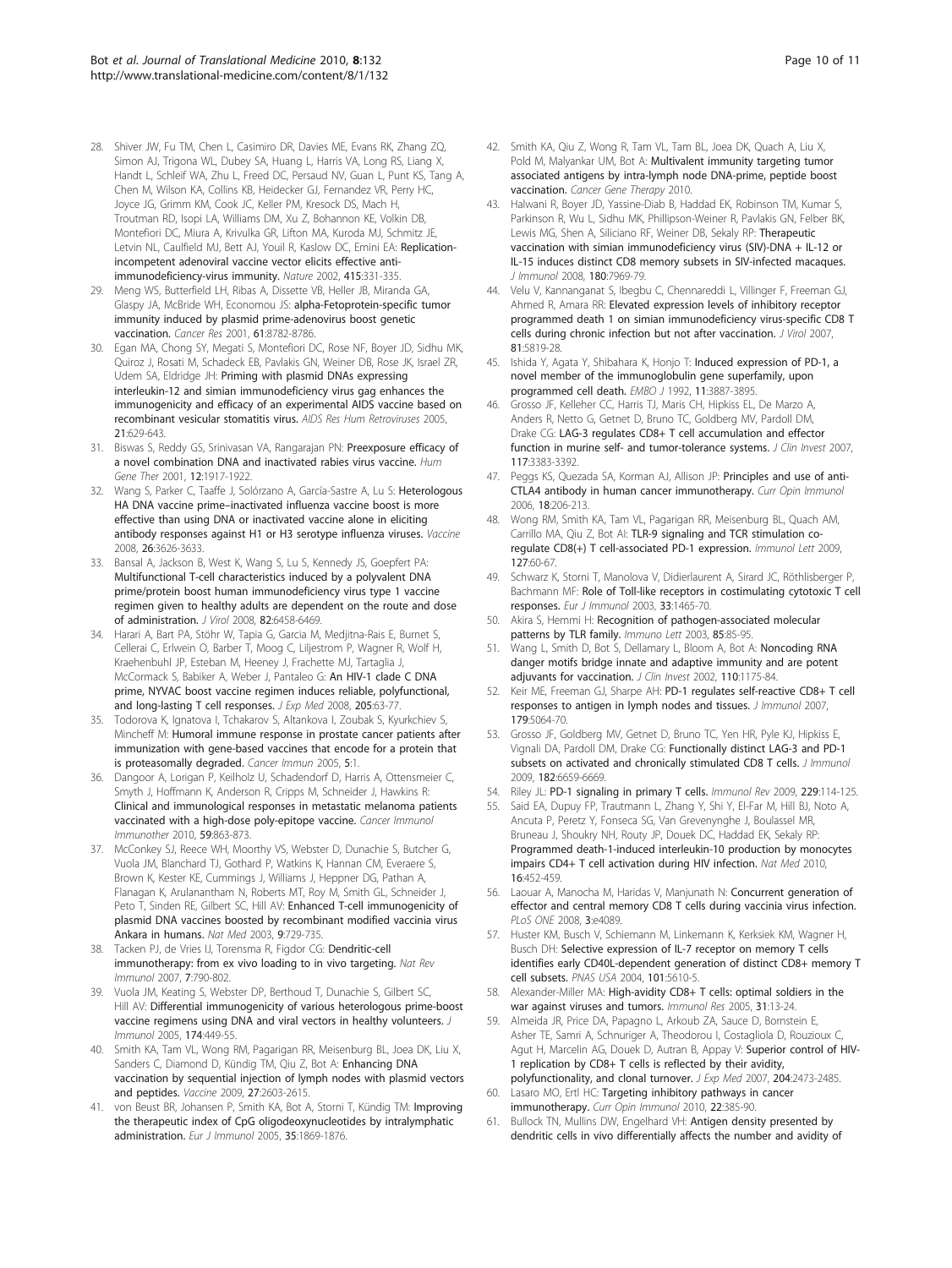28. Shiver JW, Fu TM, Chen L, Casimiro DR, Davies ME, Evans RK, Zhang ZQ, Simon AJ, Trigona WL, Dubey SA, Huang L, Harris VA, Long RS, Liang X, Handt L, Schleif WA, Zhu L, Freed DC, Persaud NV, Guan L, Punt KS, Tang A, Chen M, Wilson KA, Collins KB, Heidecker GJ, Fernandez VR, Perry HC, Joyce JG, Grimm KM, Cook JC, Keller PM, Kresock DS, Mach H, Troutman RD, Isopi LA, Williams DM, Xu Z, Bohannon KE, Volkin DB, Montefiori DC, Miura A, Krivulka GR, Lifton MA, Kuroda MJ, Schmitz JE, Letvin NL, Caulfield MJ, Bett AJ, Youil R, Kaslow DC, Emini EA: Replication-incompetent adenoviral vaccine vector elicits effective anti-immunodeficiency-virus immunity. *Nature* 2002, 415:331-335.
29. Meng WS, Butterfield LH, Ribas A, Dissette VB, Heller JB, Miranda GA, Glaspy JA, McBride WH, Economou JS: alpha-Fetoprotein-specific tumor immunity induced by plasmid prime-adenovirus boost genetic vaccination. *Cancer Res* 2001, 61:8782-8786.
30. Egan MA, Chong SY, Megati S, Montefiori DC, Rose NF, Boyer JD, Sidhu MK, Quiroz J, Rosati M, Schadeck EB, Pavlakis GN, Weiner DB, Rose JK, Israel ZR, Udem SA, Eldridge JH: Priming with plasmid DNAs expressing interleukin-12 and simian immunodeficiency virus gag enhances the immunogenicity and efficacy of an experimental AIDS vaccine based on recombinant vesicular stomatitis virus. *AIDS Res Hum Retroviruses* 2005, 21:629-643.
31. Biswas S, Reddy GS, Srinivasan VA, Rangarajan PN: Preexposure efficacy of a novel combination DNA and inactivated rabies virus vaccine. *Hum Gene Ther* 2001, 12:1917-1922.
32. Wang S, Parker C, Taaffe J, Solórzano A, García-Sastre A, Lu S: Heterologous HA DNA vaccine prime–inactivated influenza vaccine boost is more effective than using DNA or inactivated vaccine alone in eliciting antibody responses against H1 or H3 serotype influenza viruses. *Vaccine* 2008, 26:3626-3633.
33. Bansal A, Jackson B, West K, Wang S, Lu S, Kennedy JS, Goepfert PA: Multifunctional T-cell characteristics induced by a polyvalent DNA prime/protein boost human immunodeficiency virus type 1 vaccine regimen given to healthy adults are dependent on the route and dose of administration. *J Virol* 2008, 82:6458-6469.
34. Harari A, Bart PA, Stöhr W, Tapia G, Garcia M, Medjitna-Rais E, Burnet S, Cellerai C, Erlwein O, Barber T, Moog C, Liljestrom P, Wagner R, Wolf H, Kraehenbuhl JP, Esteban M, Heeney J, Frachette MJ, Tartaglia J, McCormack S, Babiker A, Weber J, Pantaleo G: An HIV-1 clade C DNA prime, NYVAC boost vaccine regimen induces reliable, polyfunctional, and long-lasting T cell responses. *J Exp Med* 2008, 205:63-77.
35. Todorova K, Ignatova I, Tchakarov S, Altankova I, Zoubak S, Kyurkchiev S, Mincheff M: Humoral immune response in prostate cancer patients after immunization with gene-based vaccines that encode for a protein that is proteasomally degraded. *Cancer Immun* 2005, 5:1.
36. Dangoor A, Lorigan P, Keilholz U, Schadendorf D, Harris A, Ottensmeier C, Smyth J, Hoffmann K, Anderson R, Cripps M, Schneider J, Hawkins R: Clinical and immunological responses in metastatic melanoma patients vaccinated with a high-dose poly-epitope vaccine. *Cancer Immunol Immunother* 2010, 59:863-873.
37. McConkey SJ, Reece WH, Moorthy VS, Webster D, Dunachie S, Butcher G, Vuola JM, Blanchard TJ, Gothard P, Watkins K, Hannan CM, Everaere S, Brown K, Kester KE, Cummings J, Williams J, Heppner DG, Pathan A, Flanagan K, Arulanantham N, Roberts MT, Roy M, Smith GL, Schneider J, Peto T, Sinden RE, Gilbert SC, Hill AV: Enhanced T-cell immunogenicity of plasmid DNA vaccines boosted by recombinant modified vaccinia virus Ankara in humans. *Nat Med* 2003, 9:729-735.
38. Tacken PJ, de Vries IJ, Torensma R, Figdor CG: Dendritic-cell immunotherapy: from ex vivo loading to in vivo targeting. *Nat Rev Immunol* 2007, 7:790-802.
39. Vuola JM, Keating S, Webster DP, Berthoud T, Dunachie S, Gilbert SC, Hill AV: Differential immunogenicity of various heterologous prime-boost vaccine regimens using DNA and viral vectors in healthy volunteers. *J Immunol* 2005, 174:449-55.
40. Smith KA, Tam VL, Wong RM, Pagarigan RR, Meisenburg BL, Joea DK, Liu X, Sanders C, Diamond D, Kündig TM, Qiu Z, Bot A: Enhancing DNA vaccination by sequential injection of lymph nodes with plasmid vectors and peptides. *Vaccine* 2009, 27:2603-2615.
41. von Beust BR, Johansen P, Smith KA, Bot A, Storni T, Kündig TM: Improving the therapeutic index of CpG oligodeoxynucleotides by intralymphatic administration. *Eur J Immunol* 2005, 35:1869-1876.
42. Smith KA, Qiu Z, Wong R, Tam VL, Tam BL, Joea DK, Quach A, Liu X, Pold M, Malyankar UM, Bot A: Multivalent immunity targeting tumor associated antigens by intra-lymph node DNA-prime, peptide boost vaccination. *Cancer Gene Therapy* 2010.
43. Halwani R, Boyer JD, Yassine-Diab B, Haddad EK, Robinson TM, Kumar S, Parkinson R, Wu L, Sidhu MK, Phillipson-Weiner R, Pavlakis GN, Felber BK, Lewis MG, Shen A, Siliciano RF, Weiner DB, Sekaly RP: Therapeutic vaccination with simian immunodeficiency virus (SIV)-DNA + IL-12 or IL-15 induces distinct CD8 memory subsets in SIV-infected macaques. *J Immunol* 2008, 180:7969-79.
44. Velu V, Kannanganat S, Ibegbu C, Chennareddi L, Villinger F, Freeman GJ, Ahmed R, Amara RR: Elevated expression levels of inhibitory receptor programmed death 1 on simian immunodeficiency virus-specific CD8 T cells during chronic infection but not after vaccination. *J Virol* 2007, 81:5819-28.
45. Ishida Y, Agata Y, Shibahara K, Honjo T: Induced expression of PD-1, a novel member of the immunoglobulin gene superfamily, upon programmed cell death. *EMBO J* 1992, 11:3887-3895.
46. Grosso JF, Kelleher CC, Harris TJ, Maris CH, Hipkiss EL, De Marzo A, Anders R, Netto G, Getnet D, Bruno TC, Goldberg MV, Pardoll DM, Drake CG: LAG-3 regulates CD8+ T cell accumulation and effector function in murine self- and tumor-tolerance systems. *J Clin Invest* 2007, 117:3383-3392.
47. Peggs KS, Quezada SA, Korman AJ, Allison JP: Principles and use of anti-CTLA4 antibody in human cancer immunotherapy. *Curr Opin Immunol* 2006, 18:206-213.
48. Wong RM, Smith KA, Tam VL, Pagarigan RR, Meisenburg BL, Quach AM, Carrillo MA, Qiu Z, Bot AI: TLR-9 signaling and TCR stimulation co-regulate CD8(+) T cell-associated PD-1 expression. *Immunol Lett* 2009, 127:60-67.
49. Schwarz K, Storni T, Manolova V, Didierlaurent A, Sirard JC, Röthlisberger P, Bachmann MF: Role of Toll-like receptors in costimulating cytotoxic T cell responses. *Eur J Immunol* 2003, 33:1465-70.
50. Akira S, Hemmi H: Recognition of pathogen-associated molecular patterns by TLR family. *Immuno Lett* 2003, 85:85-95.
51. Wang L, Smith D, Bot S, Dellamary L, Bloom A, Bot A: Noncoding RNA danger motifs bridge innate and adaptive immunity and are potent adjuvants for vaccination. *J Clin Invest* 2002, 110:1175-84.
52. Keir ME, Freeman GJ, Sharpe AH: PD-1 regulates self-reactive CD8+ T cell responses to antigen in lymph nodes and tissues. *J Immunol* 2007, 179:5064-70.
53. Grosso JF, Goldberg MV, Getnet D, Bruno TC, Yen HR, Pyle KJ, Hipkiss E, Vignali DA, Pardoll DM, Drake CG: Functionally distinct LAG-3 and PD-1 subsets on activated and chronically stimulated CD8 T cells. *J Immunol* 2009, 182:6659-6669.
54. Riley JL: PD-1 signaling in primary T cells. *Immunol Rev* 2009, 229:114-125.
55. Said EA, Dupuy FP, Trautmann L, Zhang Y, Shi Y, El-Far M, Hill BJ, Noto A, Ancuta P, Peretz Y, Fonseca SG, Van Grevenynghe J, Boulassel MR, Bruneau J, Shoukry NH, Routy JP, Douek DC, Haddad EK, Sekaly RP: Programmed death-1-induced interleukin-10 production by monocytes impairs CD4+ T cell activation during HIV infection. *Nat Med* 2010, 16:452-459.
56. Laouar A, Manocha M, Haridas V, Manjunath N: Concurrent generation of effector and central memory CD8 T cells during vaccinia virus infection. *PLoS ONE* 2008, 3:e4089.
57. Huster KM, Busch V, Schiemann M, Linkemann K, Kerksiek KM, Wagner H, Busch DH: Selective expression of IL-7 receptor on memory T cells identifies early CD40L-dependent generation of distinct CD8+ memory T cell subsets. *PNAS USA* 2004, 101:5610-5.
58. Alexander-Miller MA: High-avidity CD8+ T cells: optimal soldiers in the war against viruses and tumors. *Immunol Res* 2005, 31:13-24.
59. Almeida JR, Price DA, Papagno L, Arkoub ZA, Sauce D, Bornstein E, Asher TE, Samri A, Schnuriger A, Theodorou I, Costagliola D, Rouzioux C, Agut H, Marcelin AG, Douek D, Autran B, Appay V: Superior control of HIV-1 replication by CD8+ T cells is reflected by their avidity, polyfunctionality, and clonal turnover. *J Exp Med* 2007, 204:2473-2485.
60. Lasaro MO, Ertl HC: Targeting inhibitory pathways in cancer immunotherapy. *Curr Opin Immunol* 2010, 22:385-90.
61. Bullock TN, Mullins DW, Engelhard VH: Antigen density presented by dendritic cells in vivo differentially affects the number and avidity of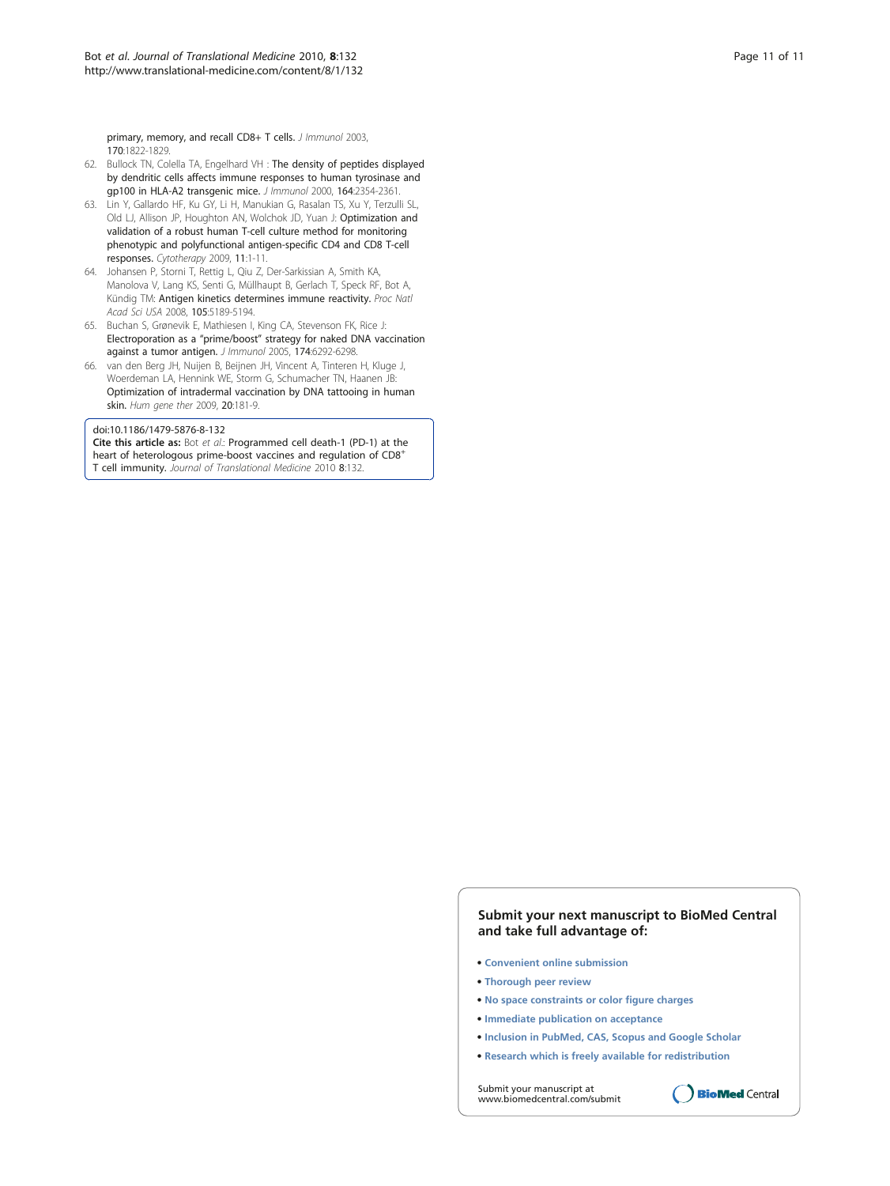primary, memory, and recall CD8+ T cells. *J Immunol* 2003, **170**:1822-1829.

62. Bullock TN, Colella TA, Engelhard VH : The density of peptides displayed by dendritic cells affects immune responses to human tyrosinase and gp100 in HLA-A2 transgenic mice. *J Immunol* 2000, **164**:2354-2361.
63. Lin Y, Gallardo HF, Ku GY, Li H, Manukian G, Rasalan TS, Xu Y, Terzulli SL, Old LJ, Allison JP, Houghton AN, Wolchok JD, Yuan J: Optimization and validation of a robust human T-cell culture method for monitoring phenotypic and polyfunctional antigen-specific CD4 and CD8 T-cell responses. *Cytotherapy* 2009, **11**:1-11.
64. Johansen P, Storni T, Rettig L, Qiu Z, Der-Sarkissian A, Smith KA, Manolova V, Lang KS, Senti G, Müllhaupt B, Gerlach T, Speck RF, Bot A, Kündig TM: Antigen kinetics determines immune reactivity. *Proc Natl Acad Sci USA* 2008, **105**:5189-5194.
65. Buchan S, Grønevik E, Mathiesen I, King CA, Stevenson FK, Rice J: Electroporation as a "prime/boost" strategy for naked DNA vaccination against a tumor antigen. *J Immunol* 2005, **174**:6292-6298.
66. van den Berg JH, Nuijen B, Beijnen JH, Vincent A, Tinteren H, Kluge J, Woerdeman LA, Hennink WE, Storm G, Schumacher TN, Haanen JB: Optimization of intradermal vaccination by DNA tattooing in human skin. *Hum gene ther* 2009, **20**:181-9.

doi:10.1186/1479-5876-8-132

**Cite this article as:** Bot *et al.*: Programmed cell death-1 (PD-1) at the heart of heterologous prime-boost vaccines and regulation of CD8[+] T cell immunity. *Journal of Translational Medicine* 2010 **8**:132.

**Submit your next manuscript to BioMed Central and take full advantage of:**

- Convenient online submission
- Thorough peer review
- No space constraints or color figure charges
- Immediate publication on acceptance
- Inclusion in PubMed, CAS, Scopus and Google Scholar
- Research which is freely available for redistribution

Submit your manuscript at
www.biomedcentral.com/submit

BioMed Central